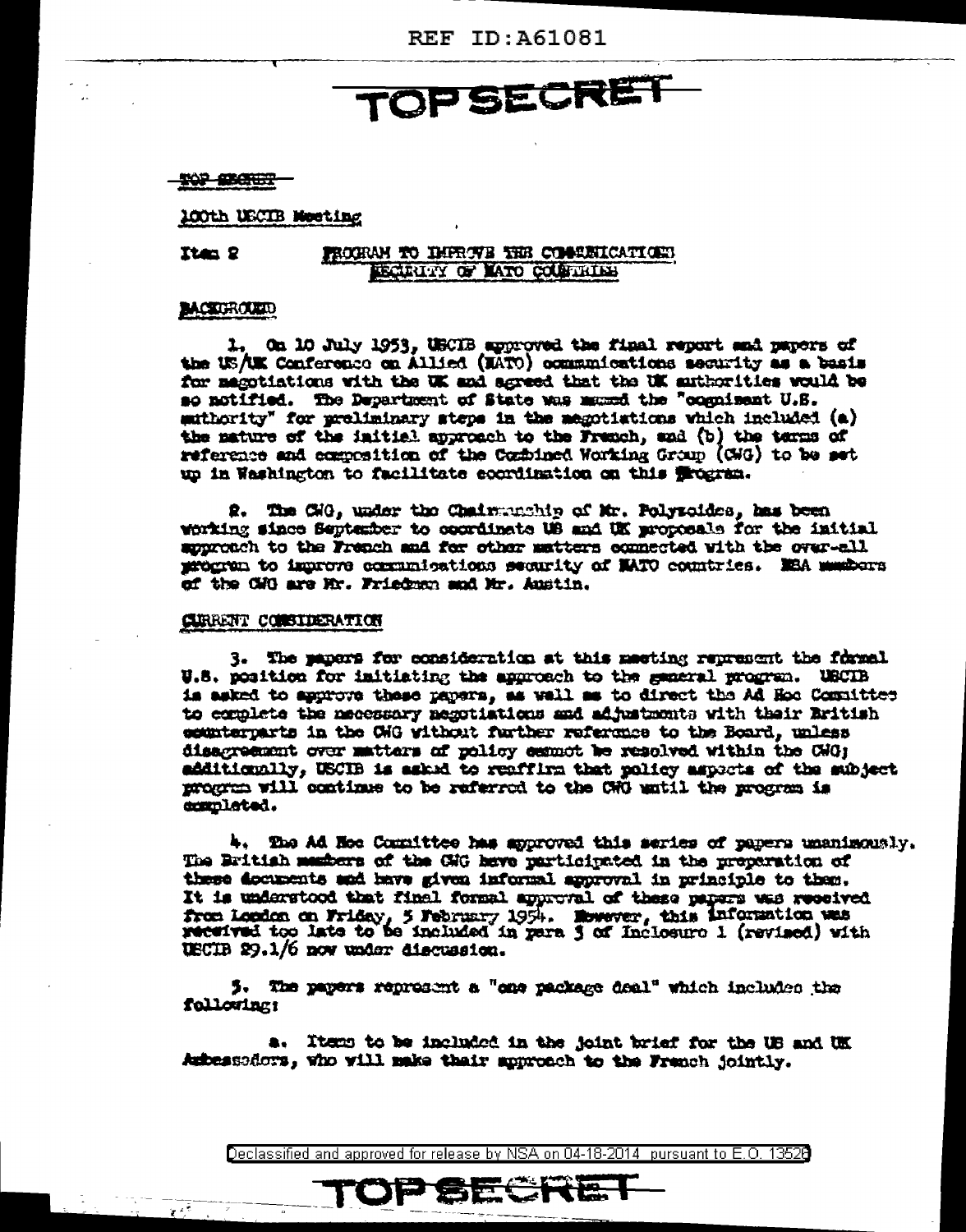REF ID:A61081

# TOP SECRET

~~TOP SECRET~~

100th USCIB Meeting

Item 2 PROGRAM TO IMPROVE THE COMMUNICATIONS SECURITY OF NATO COUNTRIES

## BACKGROUND

1. On 10 July 1953, USCIB approved the final report and papers of the US/UK Conference on Allied (NATO) communications security as a basis for negotiations with the UK and agreed that the UK authorities would be so notified. The Department of State was named the "cognizant U.S. authority" for preliminary steps in the negotiations which included (a) the nature of the initial approach to the French, and (b) the terms of reference and composition of the Combined Working Group (CWG) to be set up in Washington to facilitate coordination on this program.

2. The CWG, under the Chairmanship of Mr. Polyzoides, has been working since September to coordinate US and UK proposals for the initial approach to the French and for other matters connected with the over-all program to improve communications security of NATO countries. NSA members of the CWG are Mr. Friedman and Mr. Austin.

## CURRENT CONSIDERATION

3. The papers for consideration at this meeting represent the formal U.S. position for initiating the approach to the general program. USCIB is asked to approve these papers, as well as to direct the Ad Hoc Committee to complete the necessary negotiations and adjustments with their British counterparts in the CWG without further reference to the Board, unless disagreement over matters of policy cannot be resolved within the CWG; additionally, USCIB is asked to reaffirm that policy aspects of the subject program will continue to be referred to the CWG until the program is completed.

4. The Ad Hoc Committee has approved this series of papers unanimously. The British members of the CWG have participated in the preparation of these documents and have given informal approval in principle to them. It is understood that final formal approval of these papers was received from London on Friday, 5 February 1954. However, this information was received too late to be included in para 3 of Inclosure 1 (revised) with USCIB 29.1/6 now under discussion.

5. The papers represent a "one package deal" which includes the following:

a. Items to be included in the joint brief for the US and UK Ambassadors, who will make their approach to the French jointly.

Declassified and approved for release by NSA on 04-18-2014 pursuant to E.O. 13526

TOP SECRET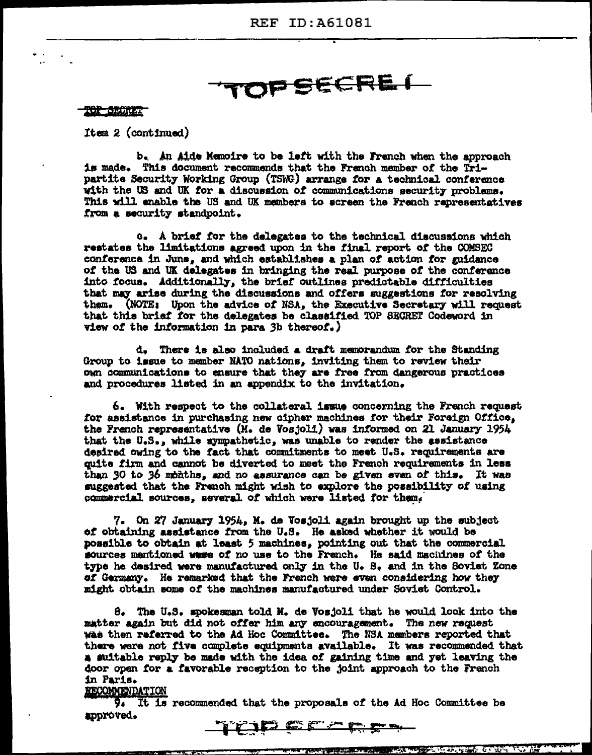REF ID:A61081

TOP SECRET

TOP SECRET

Item 2 (continued)

b. An Aide Memoire to be left with the French when the approach is made. This document recommends that the French member of the Tripartite Security Working Group (TSWG) arrange for a technical conference with the US and UK for a discussion of communications security problems. This will enable the US and UK members to screen the French representatives from a security standpoint.

c. A brief for the delegates to the technical discussions which restates the limitations agreed upon in the final report of the COMSEC conference in June, and which establishes a plan of action for guidance of the US and UK delegates in bringing the real purpose of the conference into focus. Additionally, the brief outlines predictable difficulties that may arise during the discussions and offers suggestions for resolving them. (NOTE: Upon the advice of NSA, the Executive Secretary will request that this brief for the delegates be classified TOP SECRET Codeword in view of the information in para 3b thereof.)

d. There is also included a draft memorandum for the Standing Group to issue to member NATO nations, inviting them to review their own communications to ensure that they are free from dangerous practices and procedures listed in an appendix to the invitation.

6. With respect to the collateral issue concerning the French request for assistance in purchasing new cipher machines for their Foreign Office, the French representative (M. de Vosjoli) was informed on 21 January 1954 that the U.S., while sympathetic, was unable to render the assistance desired owing to the fact that commitments to meet U.S. requirements are quite firm and cannot be diverted to meet the French requirements in less than 30 to 36 months, and no assurance can be given even of this. It was suggested that the French might wish to explore the possibility of using commercial sources, several of which were listed for them.

7. On 27 January 1954, M. de Vosjoli again brought up the subject of obtaining assistance from the U.S. He asked whether it would be possible to obtain at least 5 machines, pointing out that the commercial sources mentioned were of no use to the French. He said machines of the type he desired were manufactured only in the U. S. and in the Soviet Zone of Germany. He remarked that the French were even considering how they might obtain some of the machines manufactured under Soviet Control.

8. The U.S. spokesman told M. de Vosjoli that he would look into the matter again but did not offer him any encouragement. The new request was then referred to the Ad Hoc Committee. The NSA members reported that there were not five complete equipments available. It was recommended that a suitable reply be made with the idea of gaining time and yet leaving the door open for a favorable reception to the joint approach to the French in Paris.

RECOMMENDATION

9. It is recommended that the proposals of the Ad Hoc Committee be approved.

TOP SECRET